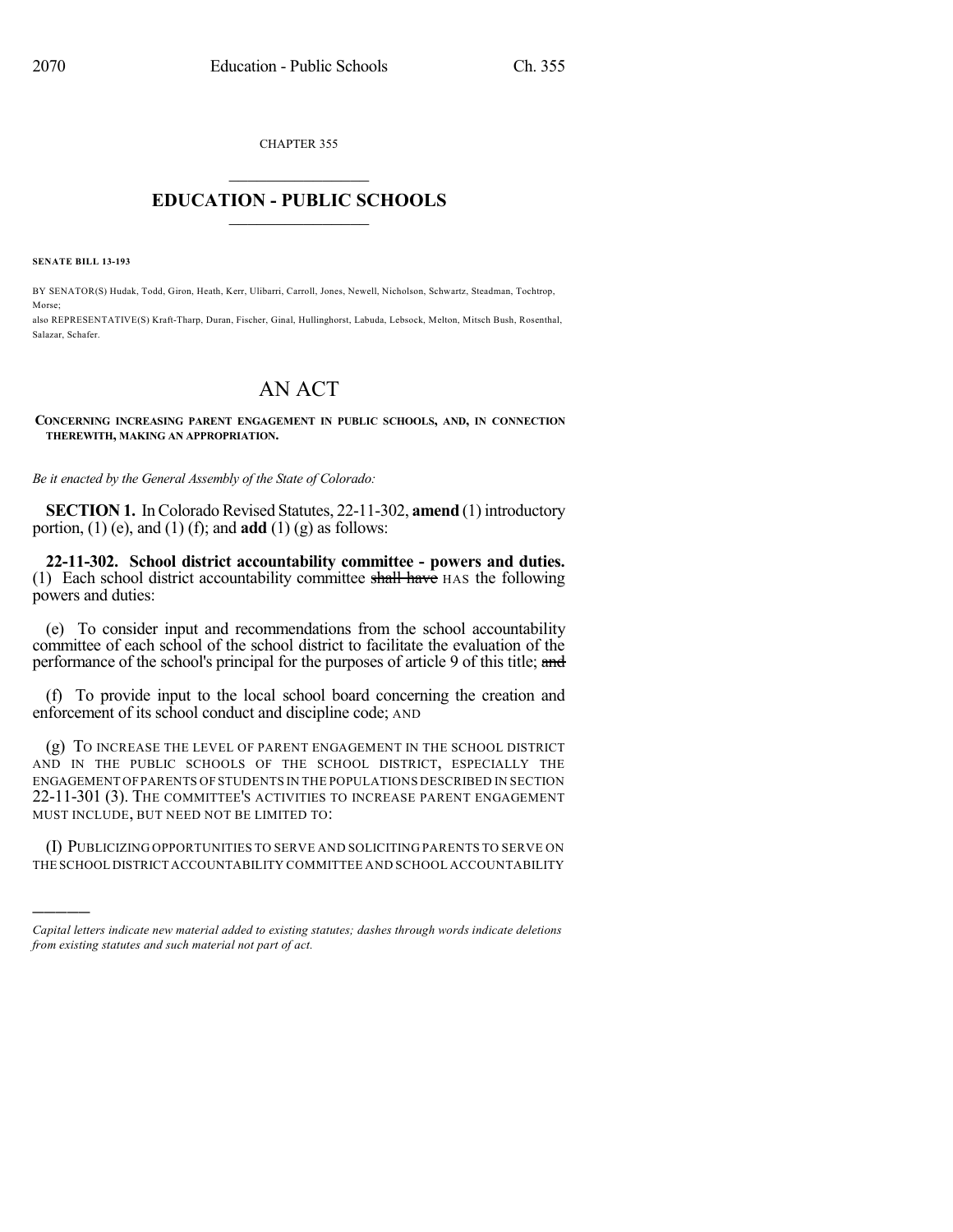CHAPTER 355

# EDUCATION - PUBLIC SCHOOLS

**SENATE BILL 13-193**

BY SENATOR(S) Hudak, Todd, Giron, Heath, Kerr, Ulibarri, Carroll, Jones, Newell, Nicholson, Schwartz, Steadman, Tochtrop, Morse;

also REPRESENTATIVE(S) Kraft-Tharp, Duran, Fischer, Ginal, Hullinghorst, Labuda, Lebsock, Melton, Mitsch Bush, Rosenthal, Salazar, Schafer.

# AN ACT

**CONCERNING INCREASING PARENT ENGAGEMENT IN PUBLIC SCHOOLS, AND, IN CONNECTION THEREWITH, MAKING AN APPROPRIATION.**

*Be it enacted by the General Assembly of the State of Colorado:*

**SECTION 1.** In Colorado Revised Statutes, 22-11-302, **amend** (1) introductory portion, (1) (e), and (1) (f); and **add** (1) (g) as follows:

**22-11-302. School district accountability committee - powers and duties.** (1) Each school district accountability committee ~~shall have~~ HAS the following powers and duties:

(e) To consider input and recommendations from the school accountability committee of each school of the school district to facilitate the evaluation of the performance of the school's principal for the purposes of article 9 of this title; ~~and~~

(f) To provide input to the local school board concerning the creation and enforcement of its school conduct and discipline code; AND

(g) TO INCREASE THE LEVEL OF PARENT ENGAGEMENT IN THE SCHOOL DISTRICT AND IN THE PUBLIC SCHOOLS OF THE SCHOOL DISTRICT, ESPECIALLY THE ENGAGEMENT OF PARENTS OF STUDENTS IN THE POPULATIONS DESCRIBED IN SECTION 22-11-301 (3). THE COMMITTEE'S ACTIVITIES TO INCREASE PARENT ENGAGEMENT MUST INCLUDE, BUT NEED NOT BE LIMITED TO:

(I) PUBLICIZING OPPORTUNITIES TO SERVE AND SOLICITING PARENTS TO SERVE ON THE SCHOOL DISTRICT ACCOUNTABILITY COMMITTEE AND SCHOOL ACCOUNTABILITY

*Capital letters indicate new material added to existing statutes; dashes through words indicate deletions from existing statutes and such material not part of act.*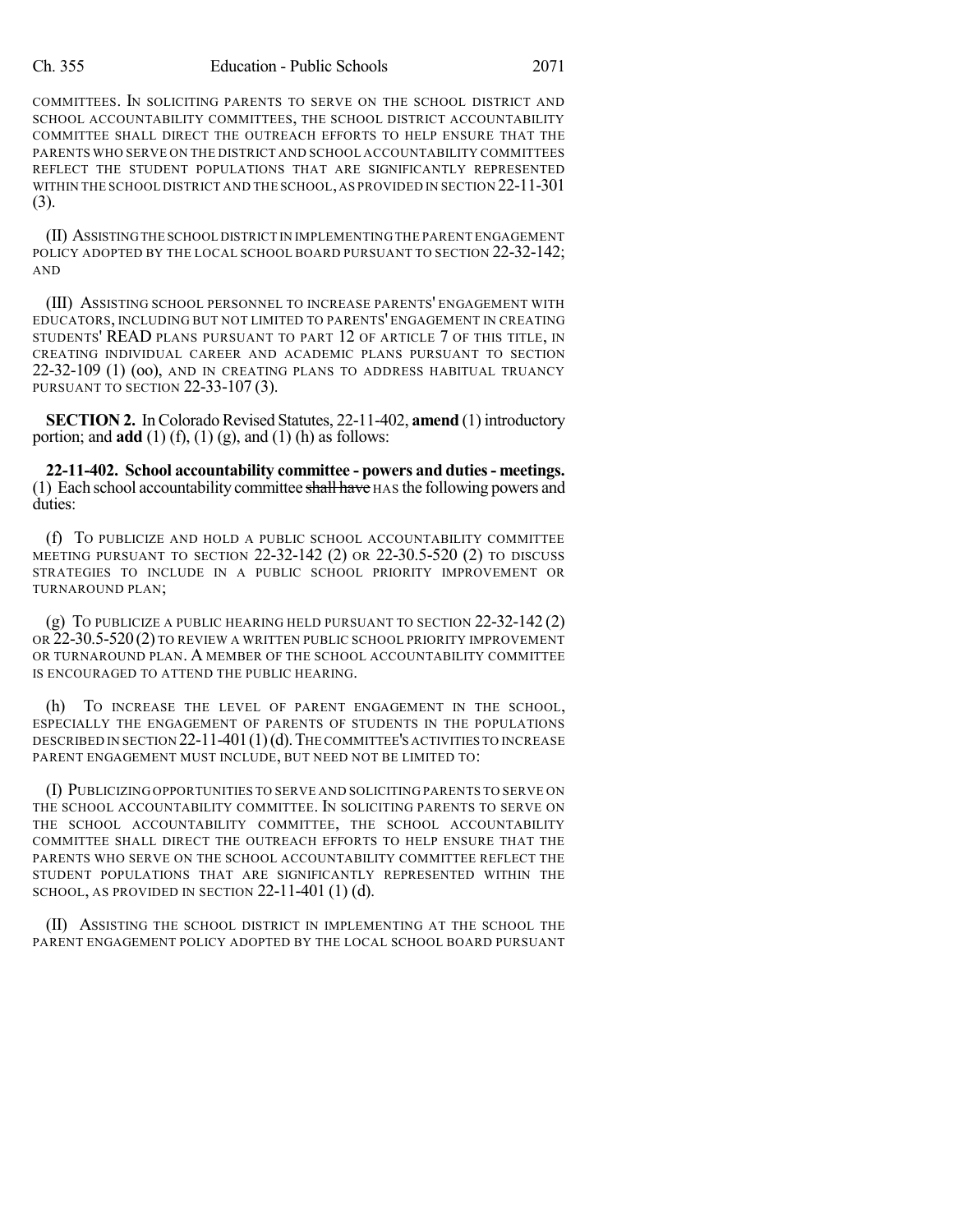COMMITTEES. IN SOLICITING PARENTS TO SERVE ON THE SCHOOL DISTRICT AND SCHOOL ACCOUNTABILITY COMMITTEES, THE SCHOOL DISTRICT ACCOUNTABILITY COMMITTEE SHALL DIRECT THE OUTREACH EFFORTS TO HELP ENSURE THAT THE PARENTS WHO SERVE ON THE DISTRICT AND SCHOOL ACCOUNTABILITY COMMITTEES REFLECT THE STUDENT POPULATIONS THAT ARE SIGNIFICANTLY REPRESENTED WITHIN THE SCHOOL DISTRICT AND THE SCHOOL, AS PROVIDED IN SECTION 22-11-301 (3).

(II) ASSISTING THE SCHOOL DISTRICT IN IMPLEMENTING THE PARENT ENGAGEMENT POLICY ADOPTED BY THE LOCAL SCHOOL BOARD PURSUANT TO SECTION 22-32-142; AND

(III) ASSISTING SCHOOL PERSONNEL TO INCREASE PARENTS' ENGAGEMENT WITH EDUCATORS, INCLUDING BUT NOT LIMITED TO PARENTS' ENGAGEMENT IN CREATING STUDENTS' READ PLANS PURSUANT TO PART 12 OF ARTICLE 7 OF THIS TITLE, IN CREATING INDIVIDUAL CAREER AND ACADEMIC PLANS PURSUANT TO SECTION 22-32-109 (1) (oo), AND IN CREATING PLANS TO ADDRESS HABITUAL TRUANCY PURSUANT TO SECTION 22-33-107 (3).

**SECTION 2.** In Colorado Revised Statutes, 22-11-402, **amend** (1) introductory portion; and **add** (1) (f), (1) (g), and (1) (h) as follows:

**22-11-402. School accountability committee - powers and duties - meetings.** (1) Each school accountability committee ~~shall have~~ HAS the following powers and duties:

(f) TO PUBLICIZE AND HOLD A PUBLIC SCHOOL ACCOUNTABILITY COMMITTEE MEETING PURSUANT TO SECTION 22-32-142 (2) OR 22-30.5-520 (2) TO DISCUSS STRATEGIES TO INCLUDE IN A PUBLIC SCHOOL PRIORITY IMPROVEMENT OR TURNAROUND PLAN;

(g) TO PUBLICIZE A PUBLIC HEARING HELD PURSUANT TO SECTION 22-32-142 (2) OR 22-30.5-520 (2) TO REVIEW A WRITTEN PUBLIC SCHOOL PRIORITY IMPROVEMENT OR TURNAROUND PLAN. A MEMBER OF THE SCHOOL ACCOUNTABILITY COMMITTEE IS ENCOURAGED TO ATTEND THE PUBLIC HEARING.

(h) TO INCREASE THE LEVEL OF PARENT ENGAGEMENT IN THE SCHOOL, ESPECIALLY THE ENGAGEMENT OF PARENTS OF STUDENTS IN THE POPULATIONS DESCRIBED IN SECTION 22-11-401 (1) (d). THE COMMITTEE'S ACTIVITIES TO INCREASE PARENT ENGAGEMENT MUST INCLUDE, BUT NEED NOT BE LIMITED TO:

(I) PUBLICIZING OPPORTUNITIES TO SERVE AND SOLICITING PARENTS TO SERVE ON THE SCHOOL ACCOUNTABILITY COMMITTEE. IN SOLICITING PARENTS TO SERVE ON THE SCHOOL ACCOUNTABILITY COMMITTEE, THE SCHOOL ACCOUNTABILITY COMMITTEE SHALL DIRECT THE OUTREACH EFFORTS TO HELP ENSURE THAT THE PARENTS WHO SERVE ON THE SCHOOL ACCOUNTABILITY COMMITTEE REFLECT THE STUDENT POPULATIONS THAT ARE SIGNIFICANTLY REPRESENTED WITHIN THE SCHOOL, AS PROVIDED IN SECTION 22-11-401 (1) (d).

(II) ASSISTING THE SCHOOL DISTRICT IN IMPLEMENTING AT THE SCHOOL THE PARENT ENGAGEMENT POLICY ADOPTED BY THE LOCAL SCHOOL BOARD PURSUANT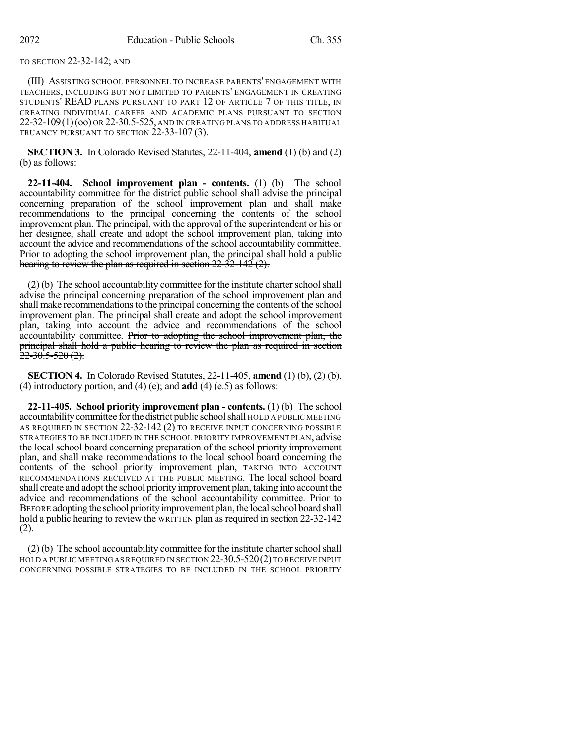TO SECTION 22-32-142; AND

(III) ASSISTING SCHOOL PERSONNEL TO INCREASE PARENTS' ENGAGEMENT WITH TEACHERS, INCLUDING BUT NOT LIMITED TO PARENTS' ENGAGEMENT IN CREATING STUDENTS' READ PLANS PURSUANT TO PART 12 OF ARTICLE 7 OF THIS TITLE, IN CREATING INDIVIDUAL CAREER AND ACADEMIC PLANS PURSUANT TO SECTION 22-32-109 (1) (oo) OR 22-30.5-525, AND IN CREATING PLANS TO ADDRESS HABITUAL TRUANCY PURSUANT TO SECTION 22-33-107 (3).

**SECTION 3.** In Colorado Revised Statutes, 22-11-404, **amend** (1) (b) and (2) (b) as follows:

**22-11-404. School improvement plan - contents.** (1) (b) The school accountability committee for the district public school shall advise the principal concerning preparation of the school improvement plan and shall make recommendations to the principal concerning the contents of the school improvement plan. The principal, with the approval of the superintendent or his or her designee, shall create and adopt the school improvement plan, taking into account the advice and recommendations of the school accountability committee. ~~Prior to adopting the school improvement plan, the principal shall hold a public hearing to review the plan as required in section 22-32-142 (2).~~

(2) (b) The school accountability committee for the institute charter school shall advise the principal concerning preparation of the school improvement plan and shall make recommendations to the principal concerning the contents of the school improvement plan. The principal shall create and adopt the school improvement plan, taking into account the advice and recommendations of the school accountability committee. ~~Prior to adopting the school improvement plan, the principal shall hold a public hearing to review the plan as required in section 22-30.5-520 (2).~~

**SECTION 4.** In Colorado Revised Statutes, 22-11-405, **amend** (1) (b), (2) (b), (4) introductory portion, and (4) (e); and **add** (4) (e.5) as follows:

**22-11-405. School priority improvement plan - contents.** (1) (b) The school accountability committee for the district public school shall HOLD A PUBLIC MEETING AS REQUIRED IN SECTION 22-32-142 (2) TO RECEIVE INPUT CONCERNING POSSIBLE STRATEGIES TO BE INCLUDED IN THE SCHOOL PRIORITY IMPROVEMENT PLAN, advise the local school board concerning preparation of the school priority improvement plan, and ~~shall~~ make recommendations to the local school board concerning the contents of the school priority improvement plan, TAKING INTO ACCOUNT RECOMMENDATIONS RECEIVED AT THE PUBLIC MEETING. The local school board shall create and adopt the school priority improvement plan, taking into account the advice and recommendations of the school accountability committee. ~~Prior to~~ BEFORE adopting the school priority improvement plan, the local school board shall hold a public hearing to review the WRITTEN plan as required in section 22-32-142 (2).

(2) (b) The school accountability committee for the institute charter school shall HOLD A PUBLIC MEETING AS REQUIRED IN SECTION 22-30.5-520 (2) TO RECEIVE INPUT CONCERNING POSSIBLE STRATEGIES TO BE INCLUDED IN THE SCHOOL PRIORITY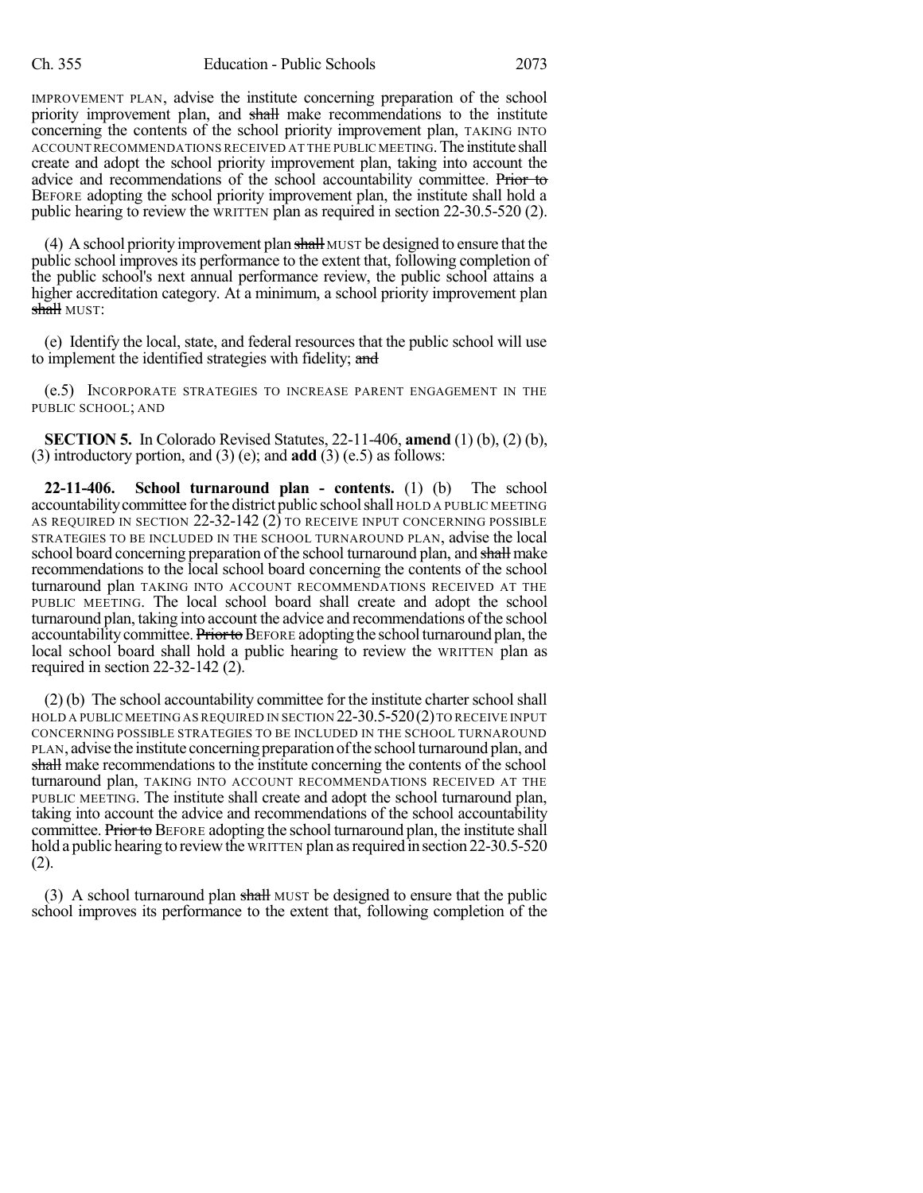IMPROVEMENT PLAN, advise the institute concerning preparation of the school priority improvement plan, and ~~shall~~ make recommendations to the institute concerning the contents of the school priority improvement plan, TAKING INTO ACCOUNT RECOMMENDATIONS RECEIVED AT THE PUBLIC MEETING. The institute shall create and adopt the school priority improvement plan, taking into account the advice and recommendations of the school accountability committee. ~~Prior to~~ BEFORE adopting the school priority improvement plan, the institute shall hold a public hearing to review the WRITTEN plan as required in section 22-30.5-520 (2).

(4) A school priority improvement plan ~~shall~~ MUST be designed to ensure that the public school improves its performance to the extent that, following completion of the public school's next annual performance review, the public school attains a higher accreditation category. At a minimum, a school priority improvement plan ~~shall~~ MUST:

(e) Identify the local, state, and federal resources that the public school will use to implement the identified strategies with fidelity; ~~and~~

(e.5) INCORPORATE STRATEGIES TO INCREASE PARENT ENGAGEMENT IN THE PUBLIC SCHOOL; AND

**SECTION 5.** In Colorado Revised Statutes, 22-11-406, **amend** (1) (b), (2) (b), (3) introductory portion, and (3) (e); and **add** (3) (e.5) as follows:

**22-11-406. School turnaround plan - contents.** (1) (b) The school accountability committee for the district public school shall HOLD A PUBLIC MEETING AS REQUIRED IN SECTION 22-32-142 (2) TO RECEIVE INPUT CONCERNING POSSIBLE STRATEGIES TO BE INCLUDED IN THE SCHOOL TURNAROUND PLAN, advise the local school board concerning preparation of the school turnaround plan, and ~~shall~~ make recommendations to the local school board concerning the contents of the school turnaround plan TAKING INTO ACCOUNT RECOMMENDATIONS RECEIVED AT THE PUBLIC MEETING. The local school board shall create and adopt the school turnaround plan, taking into account the advice and recommendations of the school accountability committee. ~~Prior to~~ BEFORE adopting the school turnaround plan, the local school board shall hold a public hearing to review the WRITTEN plan as required in section 22-32-142 (2).

(2) (b) The school accountability committee for the institute charter school shall HOLD A PUBLIC MEETING AS REQUIRED IN SECTION 22-30.5-520 (2) TO RECEIVE INPUT CONCERNING POSSIBLE STRATEGIES TO BE INCLUDED IN THE SCHOOL TURNAROUND PLAN, advise the institute concerning preparation of the school turnaround plan, and ~~shall~~ make recommendations to the institute concerning the contents of the school turnaround plan, TAKING INTO ACCOUNT RECOMMENDATIONS RECEIVED AT THE PUBLIC MEETING. The institute shall create and adopt the school turnaround plan, taking into account the advice and recommendations of the school accountability committee. ~~Prior to~~ BEFORE adopting the school turnaround plan, the institute shall hold a public hearing to review the WRITTEN plan as required in section 22-30.5-520 (2).

(3) A school turnaround plan ~~shall~~ MUST be designed to ensure that the public school improves its performance to the extent that, following completion of the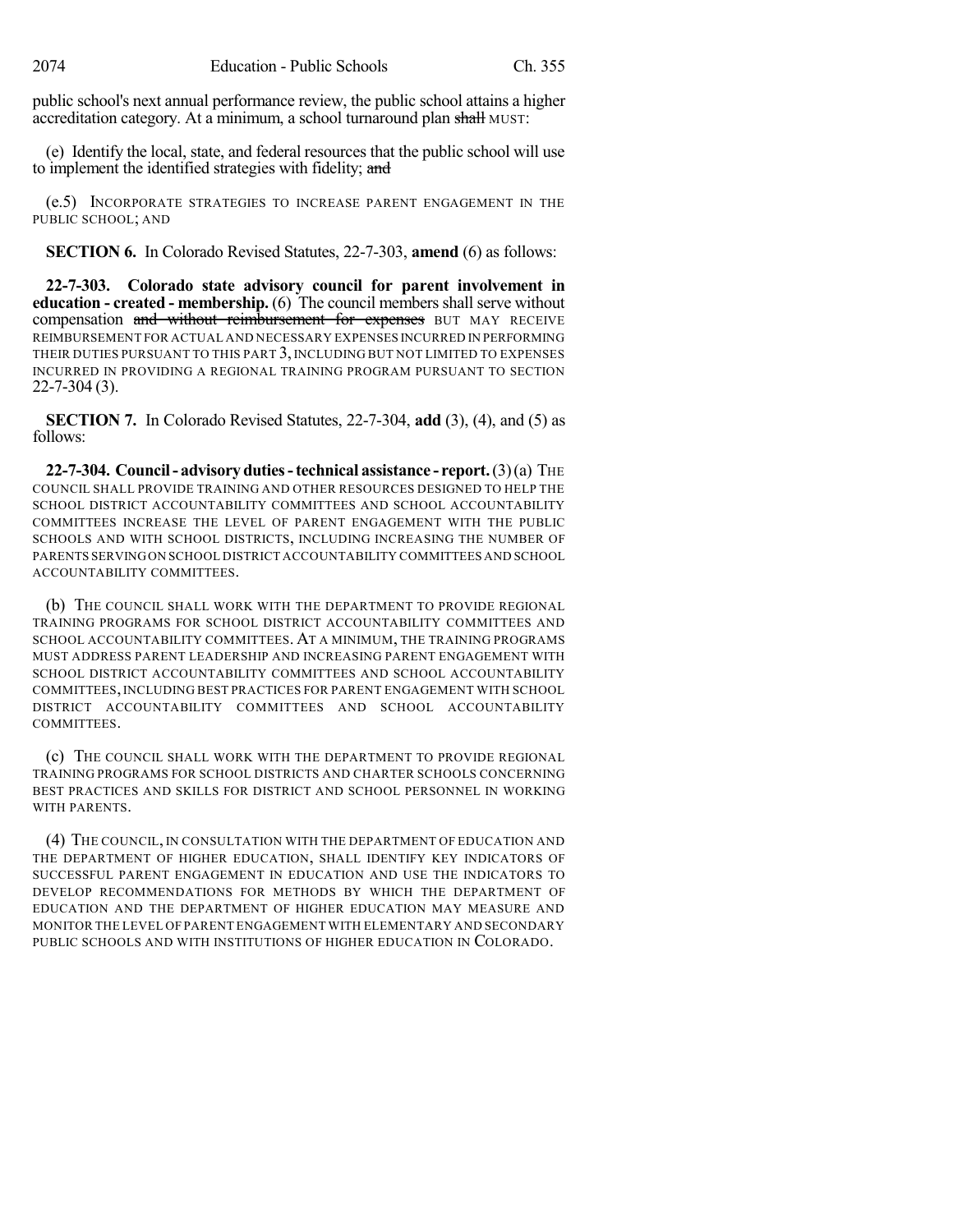public school's next annual performance review, the public school attains a higher accreditation category. At a minimum, a school turnaround plan ~~shall~~ MUST:

(e) Identify the local, state, and federal resources that the public school will use to implement the identified strategies with fidelity; ~~and~~

(e.5) INCORPORATE STRATEGIES TO INCREASE PARENT ENGAGEMENT IN THE PUBLIC SCHOOL; AND

**SECTION 6.** In Colorado Revised Statutes, 22-7-303, **amend** (6) as follows:

**22-7-303. Colorado state advisory council for parent involvement in education - created - membership.** (6) The council members shall serve without compensation ~~and without reimbursement for expenses~~ BUT MAY RECEIVE REIMBURSEMENT FOR ACTUAL AND NECESSARY EXPENSES INCURRED IN PERFORMING THEIR DUTIES PURSUANT TO THIS PART 3, INCLUDING BUT NOT LIMITED TO EXPENSES INCURRED IN PROVIDING A REGIONAL TRAINING PROGRAM PURSUANT TO SECTION 22-7-304 (3).

**SECTION 7.** In Colorado Revised Statutes, 22-7-304, **add** (3), (4), and (5) as follows:

**22-7-304. Council - advisory duties - technical assistance - report.** (3) (a) THE COUNCIL SHALL PROVIDE TRAINING AND OTHER RESOURCES DESIGNED TO HELP THE SCHOOL DISTRICT ACCOUNTABILITY COMMITTEES AND SCHOOL ACCOUNTABILITY COMMITTEES INCREASE THE LEVEL OF PARENT ENGAGEMENT WITH THE PUBLIC SCHOOLS AND WITH SCHOOL DISTRICTS, INCLUDING INCREASING THE NUMBER OF PARENTS SERVING ON SCHOOL DISTRICT ACCOUNTABILITY COMMITTEES AND SCHOOL ACCOUNTABILITY COMMITTEES.

(b) THE COUNCIL SHALL WORK WITH THE DEPARTMENT TO PROVIDE REGIONAL TRAINING PROGRAMS FOR SCHOOL DISTRICT ACCOUNTABILITY COMMITTEES AND SCHOOL ACCOUNTABILITY COMMITTEES. AT A MINIMUM, THE TRAINING PROGRAMS MUST ADDRESS PARENT LEADERSHIP AND INCREASING PARENT ENGAGEMENT WITH SCHOOL DISTRICT ACCOUNTABILITY COMMITTEES AND SCHOOL ACCOUNTABILITY COMMITTEES, INCLUDING BEST PRACTICES FOR PARENT ENGAGEMENT WITH SCHOOL DISTRICT ACCOUNTABILITY COMMITTEES AND SCHOOL ACCOUNTABILITY COMMITTEES.

(c) THE COUNCIL SHALL WORK WITH THE DEPARTMENT TO PROVIDE REGIONAL TRAINING PROGRAMS FOR SCHOOL DISTRICTS AND CHARTER SCHOOLS CONCERNING BEST PRACTICES AND SKILLS FOR DISTRICT AND SCHOOL PERSONNEL IN WORKING WITH PARENTS.

(4) THE COUNCIL, IN CONSULTATION WITH THE DEPARTMENT OF EDUCATION AND THE DEPARTMENT OF HIGHER EDUCATION, SHALL IDENTIFY KEY INDICATORS OF SUCCESSFUL PARENT ENGAGEMENT IN EDUCATION AND USE THE INDICATORS TO DEVELOP RECOMMENDATIONS FOR METHODS BY WHICH THE DEPARTMENT OF EDUCATION AND THE DEPARTMENT OF HIGHER EDUCATION MAY MEASURE AND MONITOR THE LEVEL OF PARENT ENGAGEMENT WITH ELEMENTARY AND SECONDARY PUBLIC SCHOOLS AND WITH INSTITUTIONS OF HIGHER EDUCATION IN COLORADO.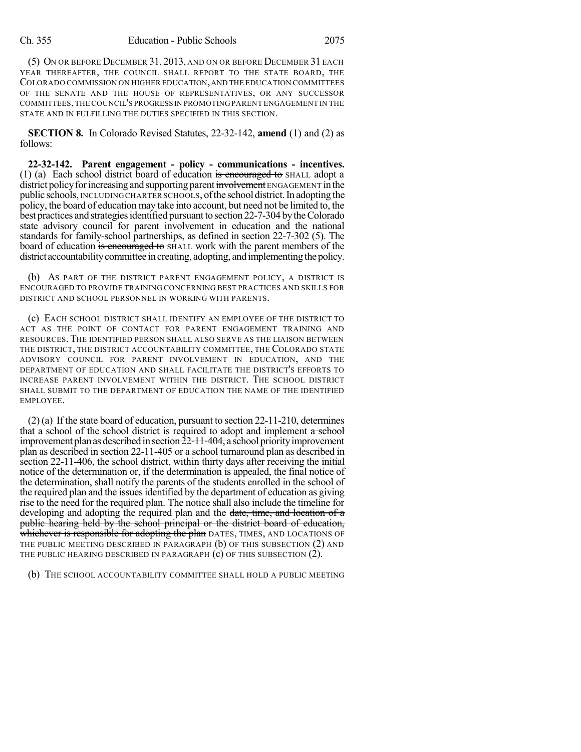(5) ON OR BEFORE DECEMBER 31, 2013, AND ON OR BEFORE DECEMBER 31 EACH YEAR THEREAFTER, THE COUNCIL SHALL REPORT TO THE STATE BOARD, THE COLORADO COMMISSION ON HIGHER EDUCATION, AND THE EDUCATION COMMITTEES OF THE SENATE AND THE HOUSE OF REPRESENTATIVES, OR ANY SUCCESSOR COMMITTEES, THE COUNCIL'S PROGRESS IN PROMOTING PARENT ENGAGEMENT IN THE STATE AND IN FULFILLING THE DUTIES SPECIFIED IN THIS SECTION.

**SECTION 8.** In Colorado Revised Statutes, 22-32-142, **amend** (1) and (2) as follows:

**22-32-142. Parent engagement - policy - communications - incentives.** (1) (a) Each school district board of education ~~is encouraged to~~ SHALL adopt a district policy for increasing and supporting parent ~~involvement~~ ENGAGEMENT in the public schools, INCLUDING CHARTER SCHOOLS, of the school district. In adopting the policy, the board of education may take into account, but need not be limited to, the best practices and strategies identified pursuant to section 22-7-304 by the Colorado state advisory council for parent involvement in education and the national standards for family-school partnerships, as defined in section 22-7-302 (5). The board of education ~~is encouraged to~~ SHALL work with the parent members of the district accountability committee in creating, adopting, and implementing the policy.

(b) AS PART OF THE DISTRICT PARENT ENGAGEMENT POLICY, A DISTRICT IS ENCOURAGED TO PROVIDE TRAINING CONCERNING BEST PRACTICES AND SKILLS FOR DISTRICT AND SCHOOL PERSONNEL IN WORKING WITH PARENTS.

(c) EACH SCHOOL DISTRICT SHALL IDENTIFY AN EMPLOYEE OF THE DISTRICT TO ACT AS THE POINT OF CONTACT FOR PARENT ENGAGEMENT TRAINING AND RESOURCES. THE IDENTIFIED PERSON SHALL ALSO SERVE AS THE LIAISON BETWEEN THE DISTRICT, THE DISTRICT ACCOUNTABILITY COMMITTEE, THE COLORADO STATE ADVISORY COUNCIL FOR PARENT INVOLVEMENT IN EDUCATION, AND THE DEPARTMENT OF EDUCATION AND SHALL FACILITATE THE DISTRICT'S EFFORTS TO INCREASE PARENT INVOLVEMENT WITHIN THE DISTRICT. THE SCHOOL DISTRICT SHALL SUBMIT TO THE DEPARTMENT OF EDUCATION THE NAME OF THE IDENTIFIED EMPLOYEE.

(2) (a) If the state board of education, pursuant to section 22-11-210, determines that a school of the school district is required to adopt and implement ~~a school improvement plan as described in section 22-11-404,~~ a school priority improvement plan as described in section 22-11-405 or a school turnaround plan as described in section 22-11-406, the school district, within thirty days after receiving the initial notice of the determination or, if the determination is appealed, the final notice of the determination, shall notify the parents of the students enrolled in the school of the required plan and the issues identified by the department of education as giving rise to the need for the required plan. The notice shall also include the timeline for developing and adopting the required plan and the ~~date, time, and location of a public hearing held by the school principal or the district board of education, whichever is responsible for adopting the plan~~ DATES, TIMES, AND LOCATIONS OF THE PUBLIC MEETING DESCRIBED IN PARAGRAPH (b) OF THIS SUBSECTION (2) AND THE PUBLIC HEARING DESCRIBED IN PARAGRAPH (c) OF THIS SUBSECTION (2).

(b) THE SCHOOL ACCOUNTABILITY COMMITTEE SHALL HOLD A PUBLIC MEETING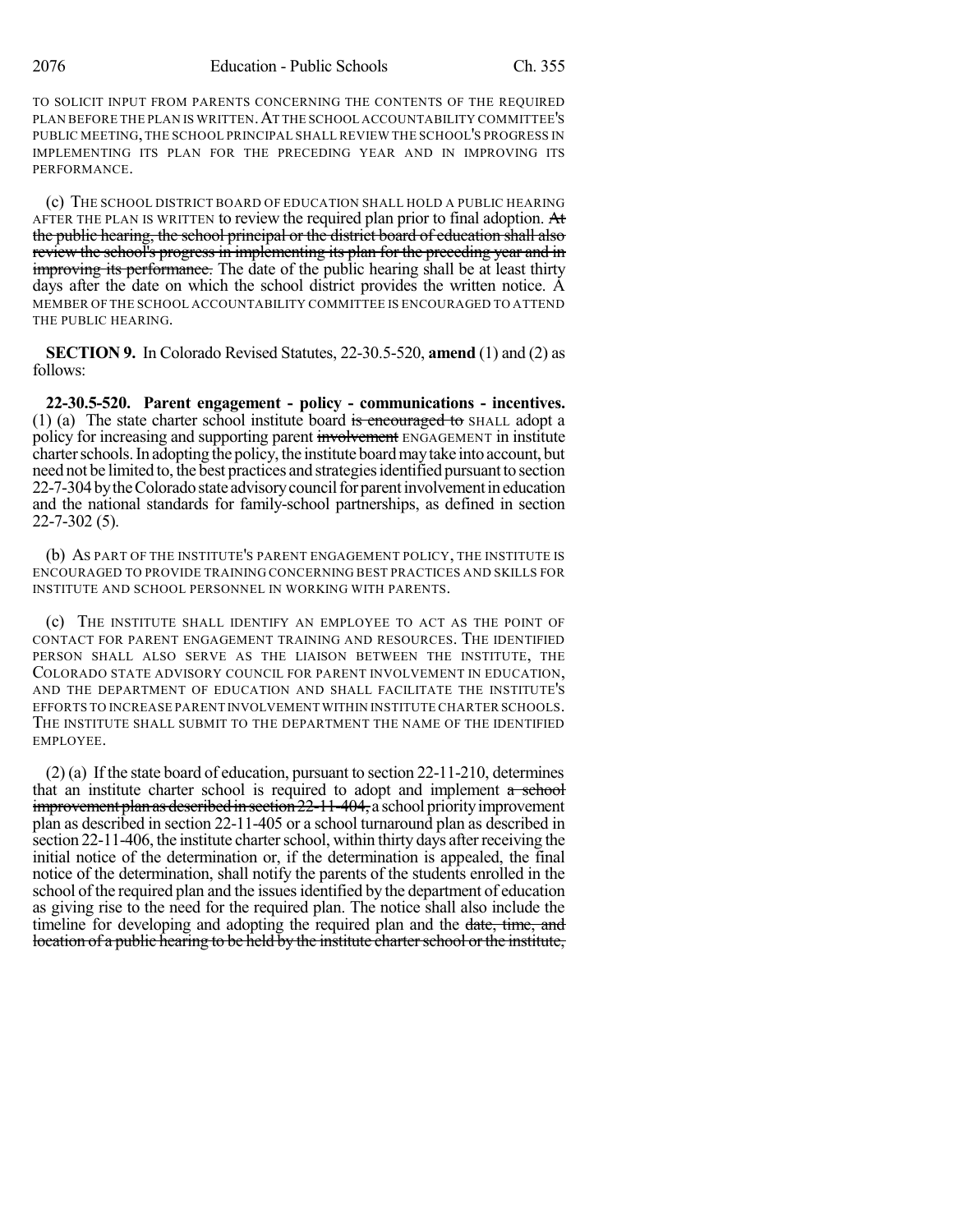TO SOLICIT INPUT FROM PARENTS CONCERNING THE CONTENTS OF THE REQUIRED PLAN BEFORE THE PLAN IS WRITTEN. AT THE SCHOOL ACCOUNTABILITY COMMITTEE'S PUBLIC MEETING, THE SCHOOL PRINCIPAL SHALL REVIEW THE SCHOOL'S PROGRESS IN IMPLEMENTING ITS PLAN FOR THE PRECEDING YEAR AND IN IMPROVING ITS PERFORMANCE.

(c) THE SCHOOL DISTRICT BOARD OF EDUCATION SHALL HOLD A PUBLIC HEARING AFTER THE PLAN IS WRITTEN to review the required plan prior to final adoption. ~~At the public hearing, the school principal or the district board of education shall also review the school's progress in implementing its plan for the preceding year and in improving its performance.~~ The date of the public hearing shall be at least thirty days after the date on which the school district provides the written notice. A MEMBER OF THE SCHOOL ACCOUNTABILITY COMMITTEE IS ENCOURAGED TO ATTEND THE PUBLIC HEARING.

**SECTION 9.** In Colorado Revised Statutes, 22-30.5-520, **amend** (1) and (2) as follows:

**22-30.5-520. Parent engagement - policy - communications - incentives.** (1) (a) The state charter school institute board ~~is encouraged to~~ SHALL adopt a policy for increasing and supporting parent ~~involvement~~ ENGAGEMENT in institute charter schools. In adopting the policy, the institute board may take into account, but need not be limited to, the best practices and strategies identified pursuant to section 22-7-304 by the Colorado state advisory council for parent involvement in education and the national standards for family-school partnerships, as defined in section 22-7-302 (5).

(b) AS PART OF THE INSTITUTE'S PARENT ENGAGEMENT POLICY, THE INSTITUTE IS ENCOURAGED TO PROVIDE TRAINING CONCERNING BEST PRACTICES AND SKILLS FOR INSTITUTE AND SCHOOL PERSONNEL IN WORKING WITH PARENTS.

(c) THE INSTITUTE SHALL IDENTIFY AN EMPLOYEE TO ACT AS THE POINT OF CONTACT FOR PARENT ENGAGEMENT TRAINING AND RESOURCES. THE IDENTIFIED PERSON SHALL ALSO SERVE AS THE LIAISON BETWEEN THE INSTITUTE, THE COLORADO STATE ADVISORY COUNCIL FOR PARENT INVOLVEMENT IN EDUCATION, AND THE DEPARTMENT OF EDUCATION AND SHALL FACILITATE THE INSTITUTE'S EFFORTS TO INCREASE PARENT INVOLVEMENT WITHIN INSTITUTE CHARTER SCHOOLS. THE INSTITUTE SHALL SUBMIT TO THE DEPARTMENT THE NAME OF THE IDENTIFIED EMPLOYEE.

(2) (a) If the state board of education, pursuant to section 22-11-210, determines that an institute charter school is required to adopt and implement ~~a school improvement plan as described in section 22-11-404,~~ a school priority improvement plan as described in section 22-11-405 or a school turnaround plan as described in section 22-11-406, the institute charter school, within thirty days after receiving the initial notice of the determination or, if the determination is appealed, the final notice of the determination, shall notify the parents of the students enrolled in the school of the required plan and the issues identified by the department of education as giving rise to the need for the required plan. The notice shall also include the timeline for developing and adopting the required plan and the ~~date, time, and location of a public hearing to be held by the institute charter school or the institute,~~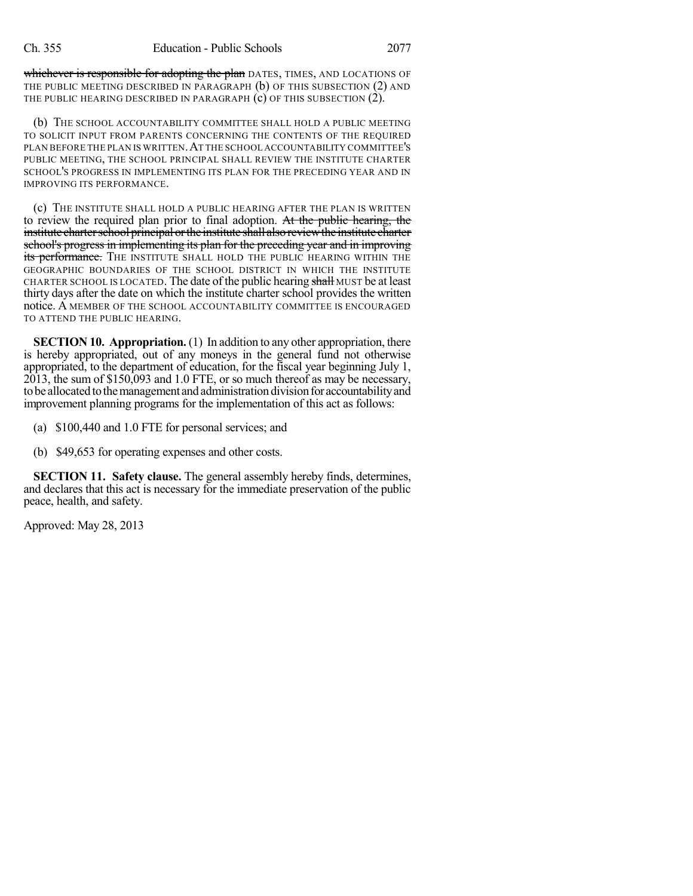whichever is responsible for adopting the plan DATES, TIMES, AND LOCATIONS OF THE PUBLIC MEETING DESCRIBED IN PARAGRAPH (b) OF THIS SUBSECTION (2) AND THE PUBLIC HEARING DESCRIBED IN PARAGRAPH (c) OF THIS SUBSECTION (2).

(b) THE SCHOOL ACCOUNTABILITY COMMITTEE SHALL HOLD A PUBLIC MEETING TO SOLICIT INPUT FROM PARENTS CONCERNING THE CONTENTS OF THE REQUIRED PLAN BEFORE THE PLAN IS WRITTEN. AT THE SCHOOL ACCOUNTABILITY COMMITTEE'S PUBLIC MEETING, THE SCHOOL PRINCIPAL SHALL REVIEW THE INSTITUTE CHARTER SCHOOL'S PROGRESS IN IMPLEMENTING ITS PLAN FOR THE PRECEDING YEAR AND IN IMPROVING ITS PERFORMANCE.

(c) THE INSTITUTE SHALL HOLD A PUBLIC HEARING AFTER THE PLAN IS WRITTEN to review the required plan prior to final adoption. ~~At the public hearing, the institute charter school principal or the institute shall also review the institute charter school's progress in implementing its plan for the preceding year and in improving its performance.~~ THE INSTITUTE SHALL HOLD THE PUBLIC HEARING WITHIN THE GEOGRAPHIC BOUNDARIES OF THE SCHOOL DISTRICT IN WHICH THE INSTITUTE CHARTER SCHOOL IS LOCATED. The date of the public hearing ~~shall~~ MUST be at least thirty days after the date on which the institute charter school provides the written notice. A MEMBER OF THE SCHOOL ACCOUNTABILITY COMMITTEE IS ENCOURAGED TO ATTEND THE PUBLIC HEARING.

**SECTION 10. Appropriation.** (1) In addition to any other appropriation, there is hereby appropriated, out of any moneys in the general fund not otherwise appropriated, to the department of education, for the fiscal year beginning July 1, 2013, the sum of $150,093 and 1.0 FTE, or so much thereof as may be necessary, to be allocated to the management and administration division for accountability and improvement planning programs for the implementation of this act as follows:

(a) $100,440 and 1.0 FTE for personal services; and

(b) $49,653 for operating expenses and other costs.

**SECTION 11. Safety clause.** The general assembly hereby finds, determines, and declares that this act is necessary for the immediate preservation of the public peace, health, and safety.

Approved: May 28, 2013